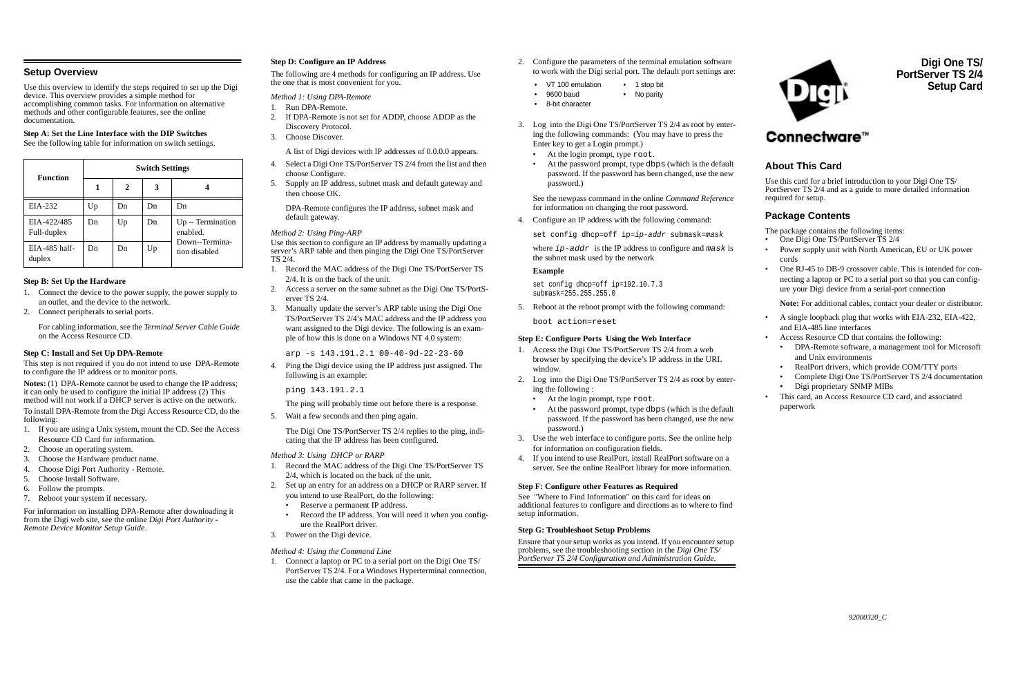# Digi One TS/ PortServer TS 2/4 Setup Card

Connectware™

## About This Card

Use this card for a brief introduction to your Digi One TS/ PortServer TS 2/4 and as a guide to more detailed information required for setup.

## Package Contents

The package contains the following items:

- One Digi One TS/PortServer TS 2/4
- Power supply unit with North American, EU or UK power cords
- One RJ-45 to DB-9 crossover cable. This is intended for connecting a laptop or PC to a serial port so that you can configure your Digi device from a serial-port connection

  **Note:** For additional cables, contact your dealer or distributor.

- A single loopback plug that works with EIA-232, EIA-422, and EIA-485 line interfaces
- Access Resource CD that contains the following:
  - DPA-Remote software, a management tool for Microsoft and Unix environments
  - RealPort drivers, which provide COM/TTY ports
  - Complete Digi One TS/PortServer TS 2/4 documentation
  - Digi proprietary SNMP MIBs
- This card, an Access Resource CD card, and associated paperwork

## Setup Overview

Use this overview to identify the steps required to set up the Digi device. This overview provides a simple method for accomplishing common tasks. For information on alternative methods and other configurable features, see the online documentation.

### Step A: Set the Line Interface with the DIP Switches

See the following table for information on switch settings.

| Function | Switch Settings | | | |
|---|---|---|---|---|
| | 1 | 2 | 3 | 4 |
| EIA-232 | Up | Dn | Dn | Dn |
| EIA-422/485 Full-duplex | Dn | Up | Dn | Up -- Termination enabled. Down--Termination disabled |
| EIA-485 half-duplex | Dn | Dn | Up | |

### Step B: Set Up the Hardware

1. Connect the device to the power supply, the power supply to an outlet, and the device to the network.
2. Connect peripherals to serial ports.

   For cabling information, see the *Terminal Server Cable Guide* on the Access Resource CD.

### Step C: Install and Set Up DPA-Remote

This step is not required if you do not intend to use DPA-Remote to configure the IP address or to monitor ports.

**Notes:** (1) DPA-Remote cannot be used to change the IP address; it can only be used to configure the initial IP address (2) This method will not work if a DHCP server is active on the network.

To install DPA-Remote from the Digi Access Resource CD, do the following:

1. If you are using a Unix system, mount the CD. See the Access Resource CD Card for information.
2. Choose an operating system.
3. Choose the Hardware product name.
4. Choose Digi Port Authority - Remote.
5. Choose Install Software.
6. Follow the prompts.
7. Reboot your system if necessary.

For information on installing DPA-Remote after downloading it from the Digi web site, see the online *Digi Port Authority - Remote Device Monitor Setup Guide*.

### Step D: Configure an IP Address

The following are 4 methods for configuring an IP address. Use the one that is most convenient for you.

*Method 1: Using DPA-Remote*

1. Run DPA-Remote.
2. If DPA-Remote is not set for ADDP, choose ADDP as the Discovery Protocol.
3. Choose Discover.

   A list of Digi devices with IP addresses of 0.0.0.0 appears.

4. Select a Digi One TS/PortServer TS 2/4 from the list and then choose Configure.
5. Supply an IP address, subnet mask and default gateway and then choose OK.

   DPA-Remote configures the IP address, subnet mask and default gateway.

*Method 2: Using Ping-ARP*

Use this section to configure an IP address by manually updating a server's ARP table and then pinging the Digi One TS/PortServer TS 2/4.

1. Record the MAC address of the Digi One TS/PortServer TS 2/4. It is on the back of the unit.
2. Access a server on the same subnet as the Digi One TS/PortServer TS 2/4.
3. Manually update the server's ARP table using the Digi One TS/PortServer TS 2/4's MAC address and the IP address you want assigned to the Digi device. The following is an example of how this is done on a Windows NT 4.0 system:

   ```
   arp -s 143.191.2.1 00-40-9d-22-23-60
   ```

4. Ping the Digi device using the IP address just assigned. The following is an example:

   ```
   ping 143.191.2.1
   ```

   The ping will probably time out before there is a response.

5. Wait a few seconds and then ping again.

   The Digi One TS/PortServer TS 2/4 replies to the ping, indicating that the IP address has been configured.

*Method 3: Using DHCP or RARP*

1. Record the MAC address of the Digi One TS/PortServer TS 2/4, which is located on the back of the unit.
2. Set up an entry for an address on a DHCP or RARP server. If you intend to use RealPort, do the following:
   - Reserve a permanent IP address.
   - Record the IP address. You will need it when you configure the RealPort driver.
3. Power on the Digi device.

*Method 4: Using the Command Line*

1. Connect a laptop or PC to a serial port on the Digi One TS/ PortServer TS 2/4. For a Windows Hyperterminal connection, use the cable that came in the package.
2. Configure the parameters of the terminal emulation software to work with the Digi serial port. The default port settings are:
   - VT 100 emulation
   - 9600 baud
   - 8-bit character
   - 1 stop bit
   - No parity
3. Log into the Digi One TS/PortServer TS 2/4 as root by entering the following commands: (You may have to press the Enter key to get a Login prompt.)
   - At the login prompt, type `root`.
   - At the password prompt, type `dbps` (which is the default password. If the password has been changed, use the new password.)

   See the newpass command in the online *Command Reference* for information on changing the root password.

4. Configure an IP address with the following command:

   `set config dhcp=off ip=`*`ip-addr`*` submask=`*`mask`*

   where *ip-addr* is the IP address to configure and *mask* is the subnet mask used by the network

   **Example**

   ```
   set config dhcp=off ip=192.10.7.3
   submask=255.255.255.0
   ```

5. Reboot at the reboot prompt with the following command:

   ```
   boot action=reset
   ```

### Step E: Configure Ports Using the Web Interface

1. Access the Digi One TS/PortServer TS 2/4 from a web browser by specifying the device's IP address in the URL window.
2. Log into the Digi One TS/PortServer TS 2/4 as root by entering the following :
   - At the login prompt, type `root`.
   - At the password prompt, type `dbps` (which is the default password. If the password has been changed, use the new password.)
3. Use the web interface to configure ports. See the online help for information on configuration fields.
4. If you intend to use RealPort, install RealPort software on a server. See the online RealPort library for more information.

### Step F: Configure other Features as Required

See "Where to Find Information" on this card for ideas on additional features to configure and directions as to where to find setup information.

### Step G: Troubleshoot Setup Problems

Ensure that your setup works as you intend. If you encounter setup problems, see the troubleshooting section in the *Digi One TS/ PortServer TS 2/4 Configuration and Administration Guide*.

92000320_C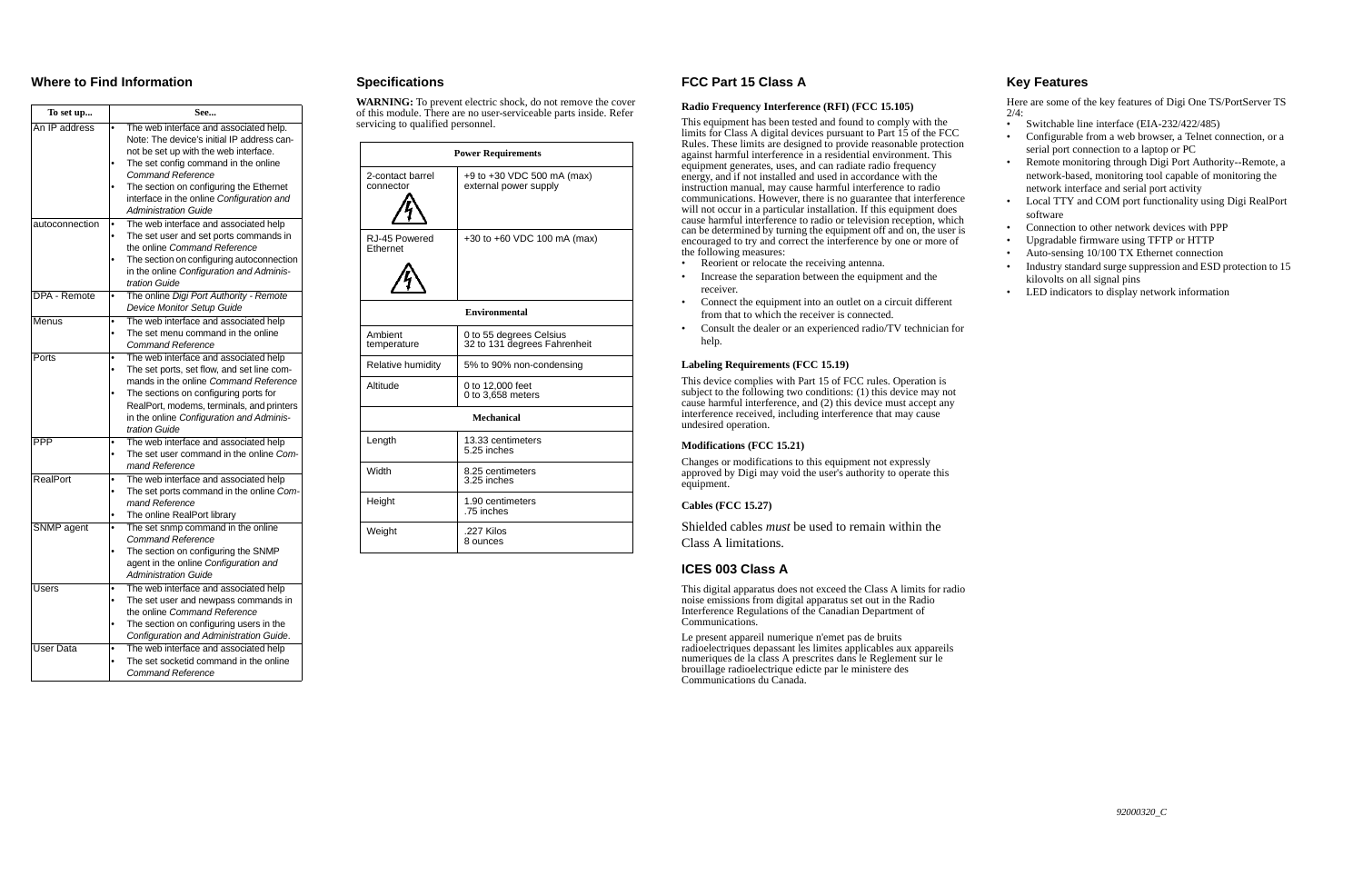## Where to Find Information

| To set up... | See... |
|---|---|
| An IP address | • The web interface and associated help. Note: The device's initial IP address cannot be set up with the web interface.<br>• The set config command in the online *Command Reference*<br>• The section on configuring the Ethernet interface in the online *Configuration and Administration Guide* |
| autoconnection | • The web interface and associated help<br>• The set user and set ports commands in the online *Command Reference*<br>• The section on configuring autoconnection in the online *Configuration and Administration Guide* |
| DPA - Remote | • The online *Digi Port Authority - Remote Device Monitor Setup Guide* |
| Menus | • The web interface and associated help<br>• The set menu command in the online *Command Reference* |
| Ports | • The web interface and associated help<br>• The set ports, set flow, and set line commands in the online *Command Reference*<br>• The sections on configuring ports for RealPort, modems, terminals, and printers in the online *Configuration and Administration Guide* |
| PPP | • The web interface and associated help<br>• The set user command in the online *Command Reference* |
| RealPort | • The web interface and associated help<br>• The set ports command in the online *Command Reference*<br>• The online RealPort library |
| SNMP agent | • The set snmp command in the online *Command Reference*<br>• The section on configuring the SNMP agent in the online *Configuration and Administration Guide* |
| Users | • The web interface and associated help<br>• The set user and newpass commands in the online *Command Reference*<br>• The section on configuring users in the *Configuration and Administration Guide*. |
| User Data | • The web interface and associated help<br>• The set socketid command in the online *Command Reference* |

## Specifications

**WARNING:** To prevent electric shock, do not remove the cover of this module. There are no user-serviceable parts inside. Refer servicing to qualified personnel.

| Power Requirements | |
|---|---|
| 2-contact barrel connector | +9 to +30 VDC 500 mA (max) external power supply |
| RJ-45 Powered Ethernet | +30 to +60 VDC 100 mA (max) |
| **Environmental** | |
| Ambient temperature | 0 to 55 degrees Celsius<br>32 to 131 degrees Fahrenheit |
| Relative humidity | 5% to 90% non-condensing |
| Altitude | 0 to 12,000 feet<br>0 to 3,658 meters |
| **Mechanical** | |
| Length | 13.33 centimeters<br>5.25 inches |
| Width | 8.25 centimeters<br>3.25 inches |
| Height | 1.90 centimeters<br>.75 inches |
| Weight | .227 Kilos<br>8 ounces |

## FCC Part 15 Class A

**Radio Frequency Interference (RFI) (FCC 15.105)**

This equipment has been tested and found to comply with the limits for Class A digital devices pursuant to Part 15 of the FCC Rules. These limits are designed to provide reasonable protection against harmful interference in a residential environment. This equipment generates, uses, and can radiate radio frequency energy, and if not installed and used in accordance with the instruction manual, may cause harmful interference to radio communications. However, there is no guarantee that interference will not occur in a particular installation. If this equipment does cause harmful interference to radio or television reception, which can be determined by turning the equipment off and on, the user is encouraged to try and correct the interference by one or more of the following measures:

- Reorient or relocate the receiving antenna.
- Increase the separation between the equipment and the receiver.
- Connect the equipment into an outlet on a circuit different from that to which the receiver is connected.
- Consult the dealer or an experienced radio/TV technician for help.

**Labeling Requirements (FCC 15.19)**

This device complies with Part 15 of FCC rules. Operation is subject to the following two conditions: (1) this device may not cause harmful interference, and (2) this device must accept any interference received, including interference that may cause undesired operation.

**Modifications (FCC 15.21)**

Changes or modifications to this equipment not expressly approved by Digi may void the user's authority to operate this equipment.

**Cables (FCC 15.27)**

Shielded cables *must* be used to remain within the Class A limitations.

## ICES 003 Class A

This digital apparatus does not exceed the Class A limits for radio noise emissions from digital apparatus set out in the Radio Interference Regulations of the Canadian Department of Communications.

Le present appareil numerique n'emet pas de bruits radioelectriques depassant les limites applicables aux appareils numeriques de la class A prescrites dans le Reglement sur le brouillage radioelectrique edicte par le ministere des Communications du Canada.

## Key Features

Here are some of the key features of Digi One TS/PortServer TS 2/4:

- Switchable line interface (EIA-232/422/485)
- Configurable from a web browser, a Telnet connection, or a serial port connection to a laptop or PC
- Remote monitoring through Digi Port Authority--Remote, a network-based, monitoring tool capable of monitoring the network interface and serial port activity
- Local TTY and COM port functionality using Digi RealPort software
- Connection to other network devices with PPP
- Upgradable firmware using TFTP or HTTP
- Auto-sensing 10/100 TX Ethernet connection
- Industry standard surge suppression and ESD protection to 15 kilovolts on all signal pins
- LED indicators to display network information

*92000320_C*